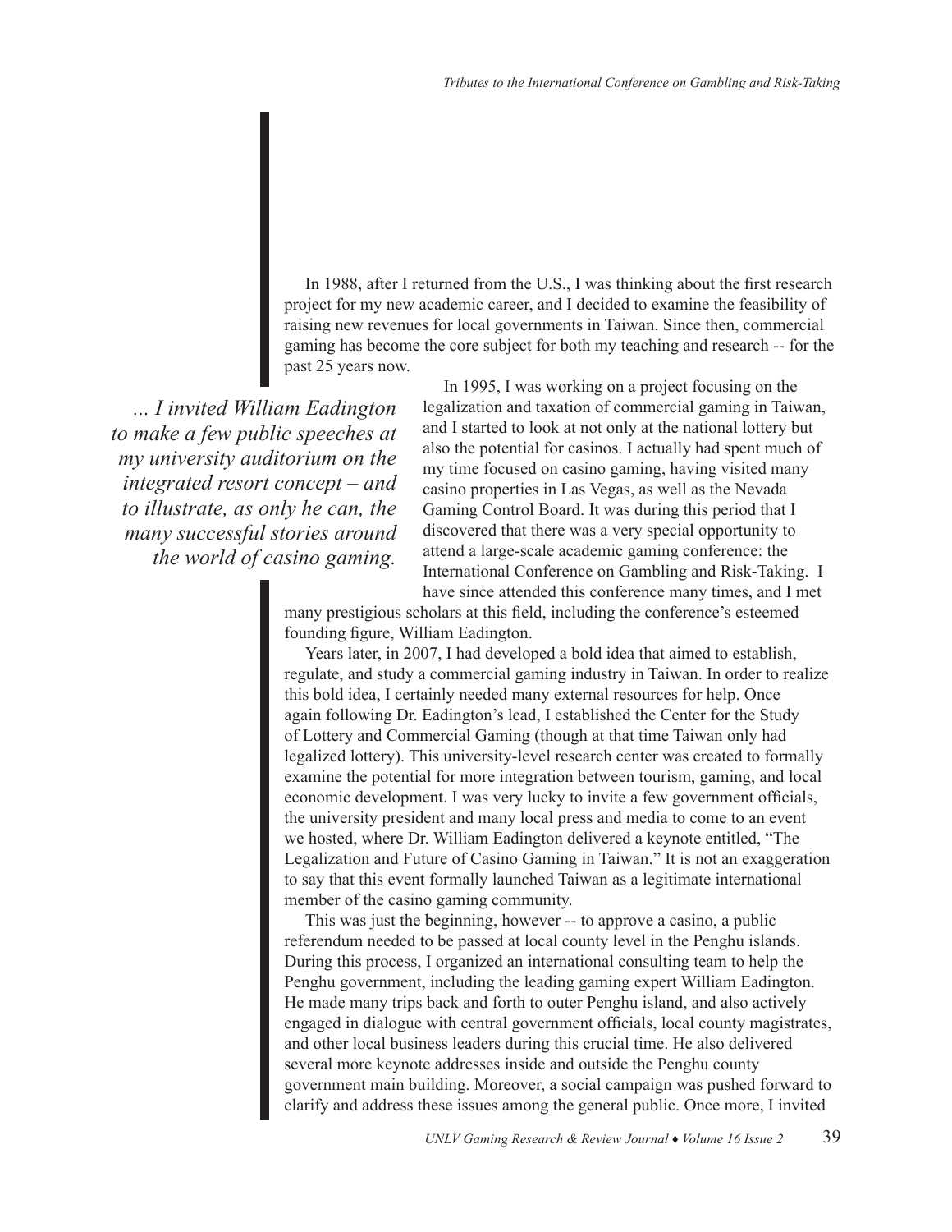In 1988, after I returned from the U.S., I was thinking about the first research project for my new academic career, and I decided to examine the feasibility of raising new revenues for local governments in Taiwan. Since then, commercial gaming has become the core subject for both my teaching and research -- for the past 25 years now.

*... I invited William Eadington to make a few public speeches at my university auditorium on the integrated resort concept – and to illustrate, as only he can, the many successful stories around the world of casino gaming.*

In 1995, I was working on a project focusing on the legalization and taxation of commercial gaming in Taiwan, and I started to look at not only at the national lottery but also the potential for casinos. I actually had spent much of my time focused on casino gaming, having visited many casino properties in Las Vegas, as well as the Nevada Gaming Control Board. It was during this period that I discovered that there was a very special opportunity to attend a large-scale academic gaming conference: the International Conference on Gambling and Risk-Taking. I have since attended this conference many times, and I met many prestigious scholars at this field, including the conference's esteemed founding figure, William Eadington.

Years later, in 2007, I had developed a bold idea that aimed to establish, regulate, and study a commercial gaming industry in Taiwan. In order to realize this bold idea, I certainly needed many external resources for help. Once again following Dr. Eadington's lead, I established the Center for the Study of Lottery and Commercial Gaming (though at that time Taiwan only had legalized lottery). This university-level research center was created to formally examine the potential for more integration between tourism, gaming, and local economic development. I was very lucky to invite a few government officials, the university president and many local press and media to come to an event we hosted, where Dr. William Eadington delivered a keynote entitled, "The Legalization and Future of Casino Gaming in Taiwan." It is not an exaggeration to say that this event formally launched Taiwan as a legitimate international member of the casino gaming community.

This was just the beginning, however -- to approve a casino, a public referendum needed to be passed at local county level in the Penghu islands. During this process, I organized an international consulting team to help the Penghu government, including the leading gaming expert William Eadington. He made many trips back and forth to outer Penghu island, and also actively engaged in dialogue with central government officials, local county magistrates, and other local business leaders during this crucial time. He also delivered several more keynote addresses inside and outside the Penghu county government main building. Moreover, a social campaign was pushed forward to clarify and address these issues among the general public. Once more, I invited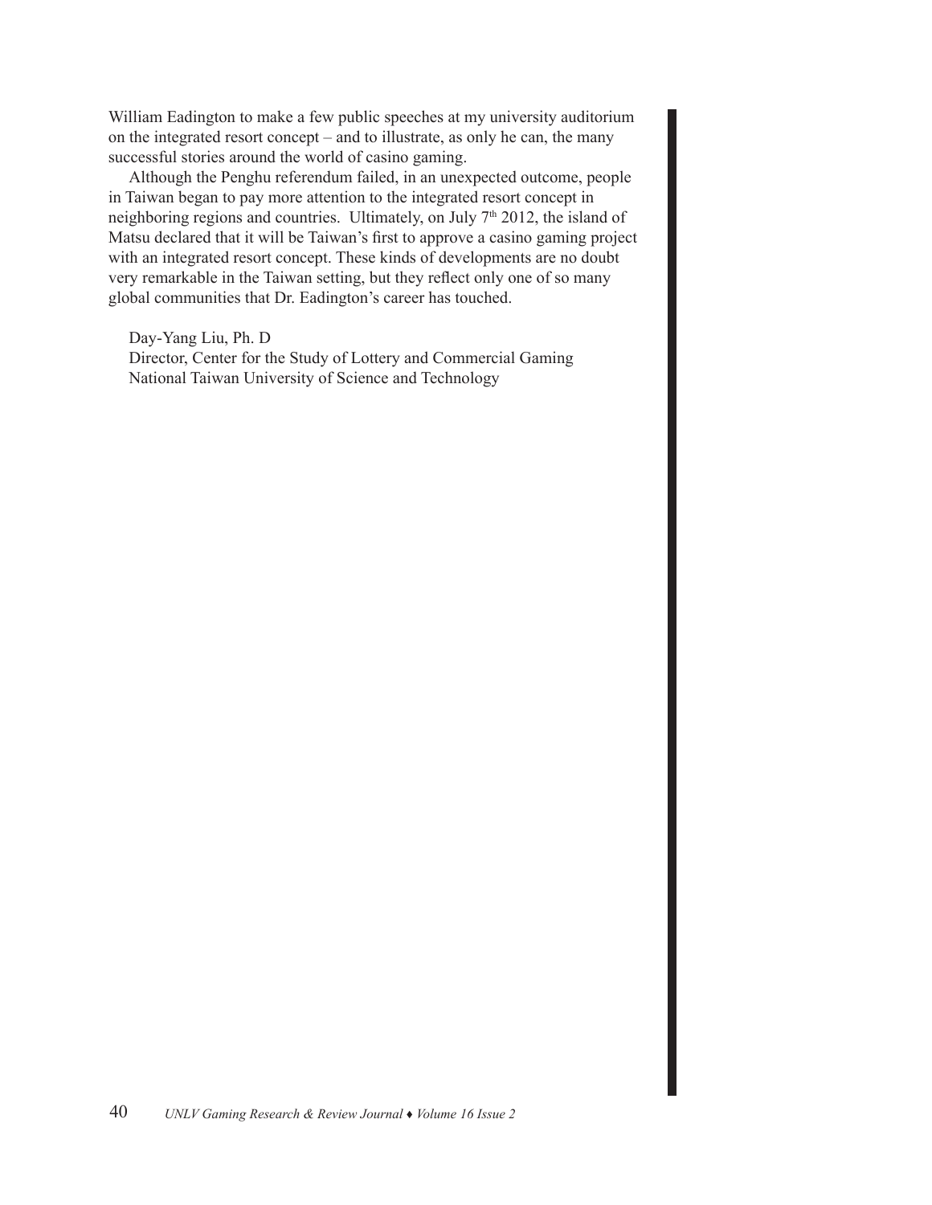William Eadington to make a few public speeches at my university auditorium on the integrated resort concept – and to illustrate, as only he can, the many successful stories around the world of casino gaming.

Although the Penghu referendum failed, in an unexpected outcome, people in Taiwan began to pay more attention to the integrated resort concept in neighboring regions and countries. Ultimately, on July 7th 2012, the island of Matsu declared that it will be Taiwan's first to approve a casino gaming project with an integrated resort concept. These kinds of developments are no doubt very remarkable in the Taiwan setting, but they reflect only one of so many global communities that Dr. Eadington's career has touched.

Day-Yang Liu, Ph. D  
Director, Center for the Study of Lottery and Commercial Gaming  
National Taiwan University of Science and Technology